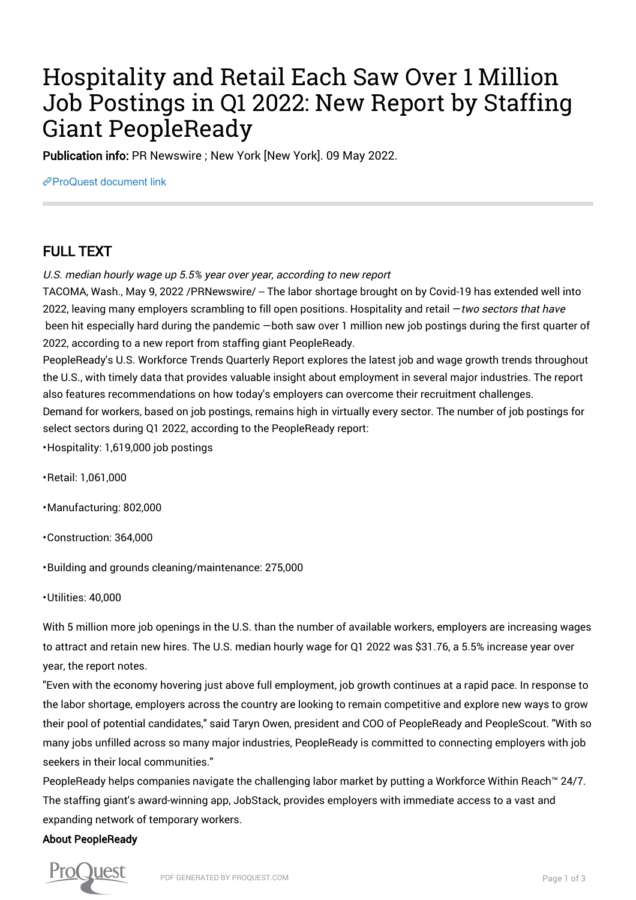# Hospitality and Retail Each Saw Over 1 Million Job Postings in Q1 2022: New Report by Staffing Giant PeopleReady

**Publication info:** PR Newswire ; New York [New York]. 09 May 2022.

ProQuest document link

## FULL TEXT

*U.S. median hourly wage up 5.5% year over year, according to new report*

TACOMA, Wash., May 9, 2022 /PRNewswire/ -- The labor shortage brought on by Covid-19 has extended well into 2022, leaving many employers scrambling to fill open positions. Hospitality and retail —*two sectors that have* been hit especially hard during the pandemic —both saw over 1 million new job postings during the first quarter of 2022, according to a new report from staffing giant PeopleReady.

PeopleReady's U.S. Workforce Trends Quarterly Report explores the latest job and wage growth trends throughout the U.S., with timely data that provides valuable insight about employment in several major industries. The report also features recommendations on how today's employers can overcome their recruitment challenges.

Demand for workers, based on job postings, remains high in virtually every sector. The number of job postings for select sectors during Q1 2022, according to the PeopleReady report:

- Hospitality: 1,619,000 job postings
- Retail: 1,061,000
- Manufacturing: 802,000
- Construction: 364,000
- Building and grounds cleaning/maintenance: 275,000
- Utilities: 40,000

With 5 million more job openings in the U.S. than the number of available workers, employers are increasing wages to attract and retain new hires. The U.S. median hourly wage for Q1 2022 was $31.76, a 5.5% increase year over year, the report notes.

"Even with the economy hovering just above full employment, job growth continues at a rapid pace. In response to the labor shortage, employers across the country are looking to remain competitive and explore new ways to grow their pool of potential candidates," said Taryn Owen, president and COO of PeopleReady and PeopleScout. "With so many jobs unfilled across so many major industries, PeopleReady is committed to connecting employers with job seekers in their local communities."

PeopleReady helps companies navigate the challenging labor market by putting a Workforce Within Reach™ 24/7. The staffing giant's award-winning app, JobStack, provides employers with immediate access to a vast and expanding network of temporary workers.

**About PeopleReady**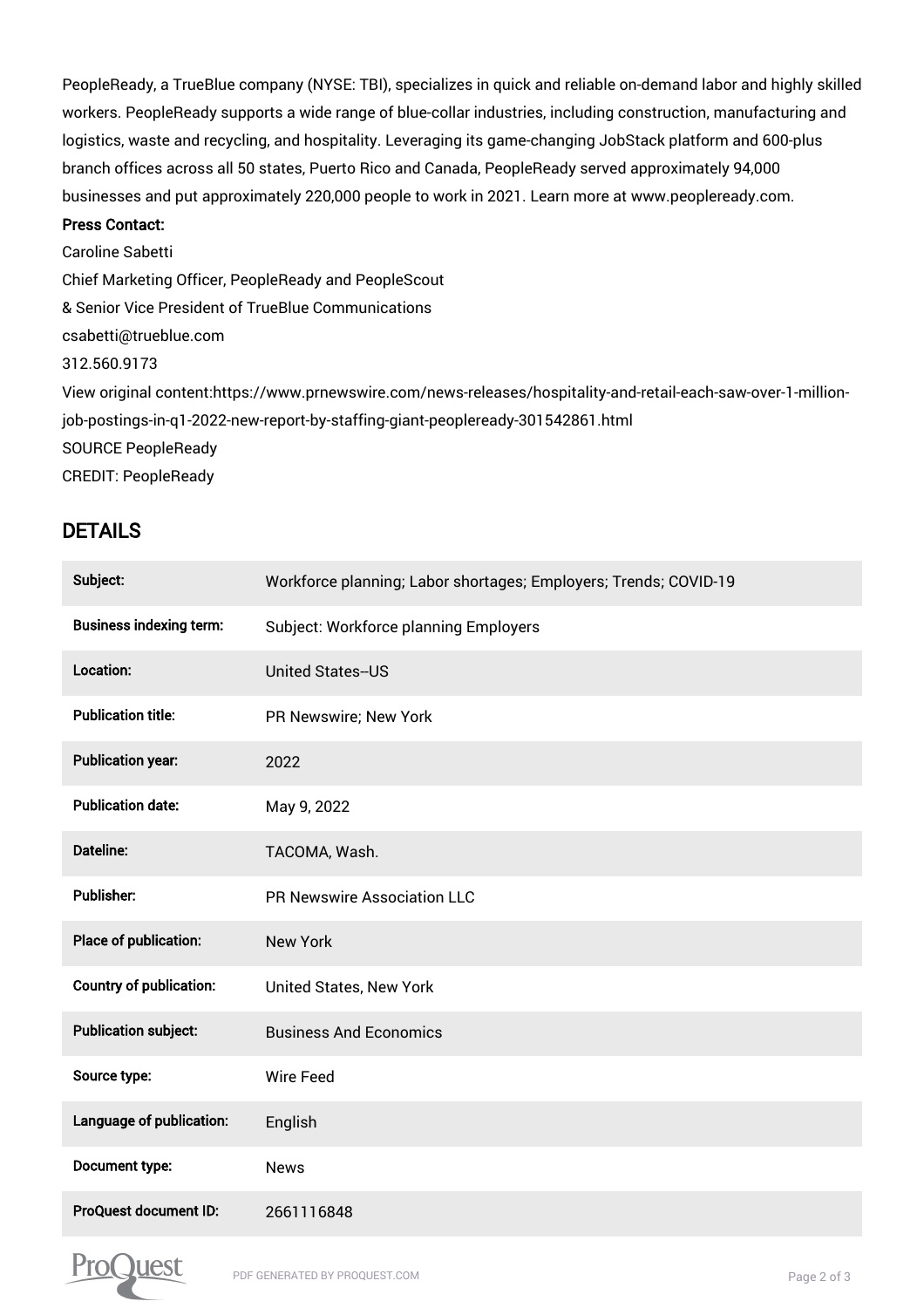PeopleReady, a TrueBlue company (NYSE: TBI), specializes in quick and reliable on-demand labor and highly skilled workers. PeopleReady supports a wide range of blue-collar industries, including construction, manufacturing and logistics, waste and recycling, and hospitality. Leveraging its game-changing JobStack platform and 600-plus branch offices across all 50 states, Puerto Rico and Canada, PeopleReady served approximately 94,000 businesses and put approximately 220,000 people to work in 2021. Learn more at www.peopleready.com.

**Press Contact:**

Caroline Sabetti

Chief Marketing Officer, PeopleReady and PeopleScout

& Senior Vice President of TrueBlue Communications

csabetti@trueblue.com

312.560.9173

View original content:https://www.prnewswire.com/news-releases/hospitality-and-retail-each-saw-over-1-million-job-postings-in-q1-2022-new-report-by-staffing-giant-peopleready-301542861.html

SOURCE PeopleReady

CREDIT: PeopleReady

## DETAILS

| | |
|---|---|
| **Subject:** | Workforce planning; Labor shortages; Employers; Trends; COVID-19 |
| **Business indexing term:** | Subject: Workforce planning Employers |
| **Location:** | United States--US |
| **Publication title:** | PR Newswire; New York |
| **Publication year:** | 2022 |
| **Publication date:** | May 9, 2022 |
| **Dateline:** | TACOMA, Wash. |
| **Publisher:** | PR Newswire Association LLC |
| **Place of publication:** | New York |
| **Country of publication:** | United States, New York |
| **Publication subject:** | Business And Economics |
| **Source type:** | Wire Feed |
| **Language of publication:** | English |
| **Document type:** | News |
| **ProQuest document ID:** | 2661116848 |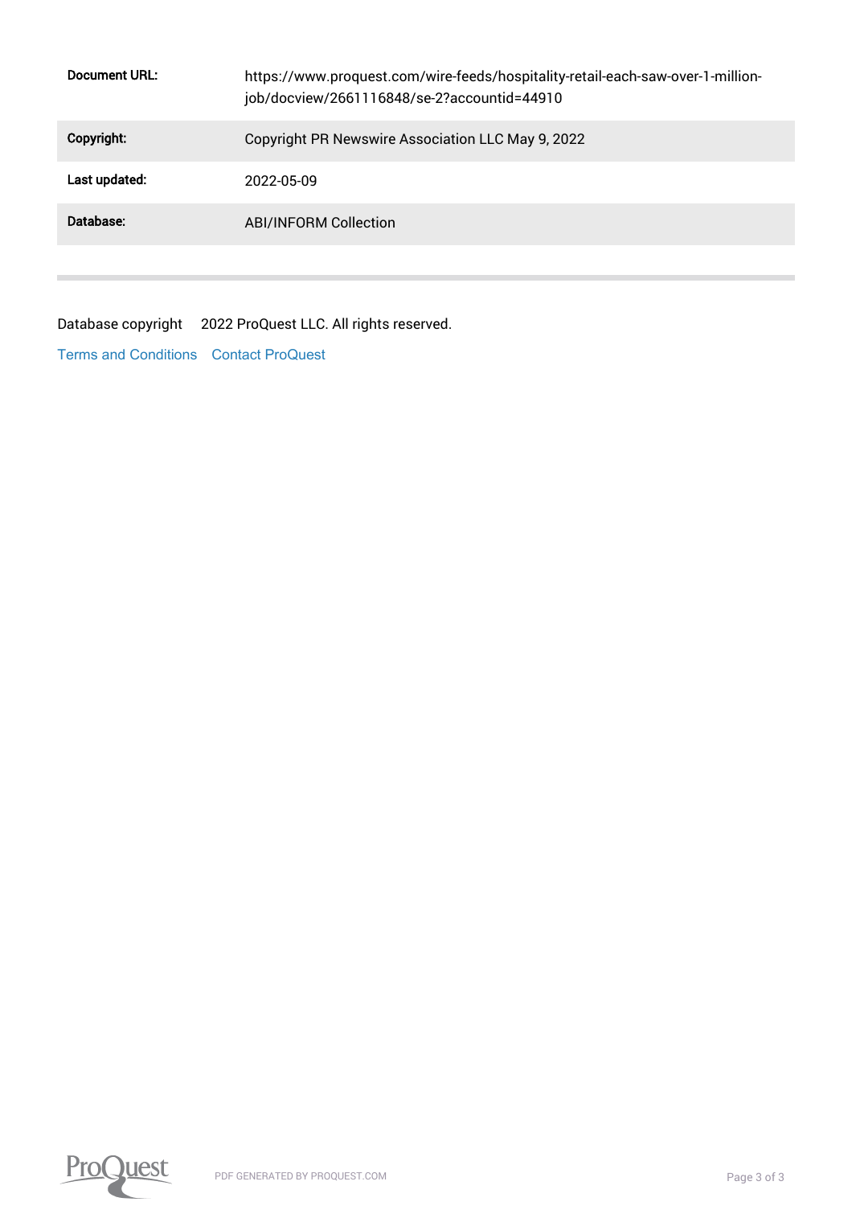| | |
|---|---|
| **Document URL:** | https://www.proquest.com/wire-feeds/hospitality-retail-each-saw-over-1-million-job/docview/2661116848/se-2?accountid=44910 |
| **Copyright:** | Copyright PR Newswire Association LLC May 9, 2022 |
| **Last updated:** | 2022-05-09 |
| **Database:** | ABI/INFORM Collection |

Database copyright 2022 ProQuest LLC. All rights reserved.

Terms and Conditions Contact ProQuest